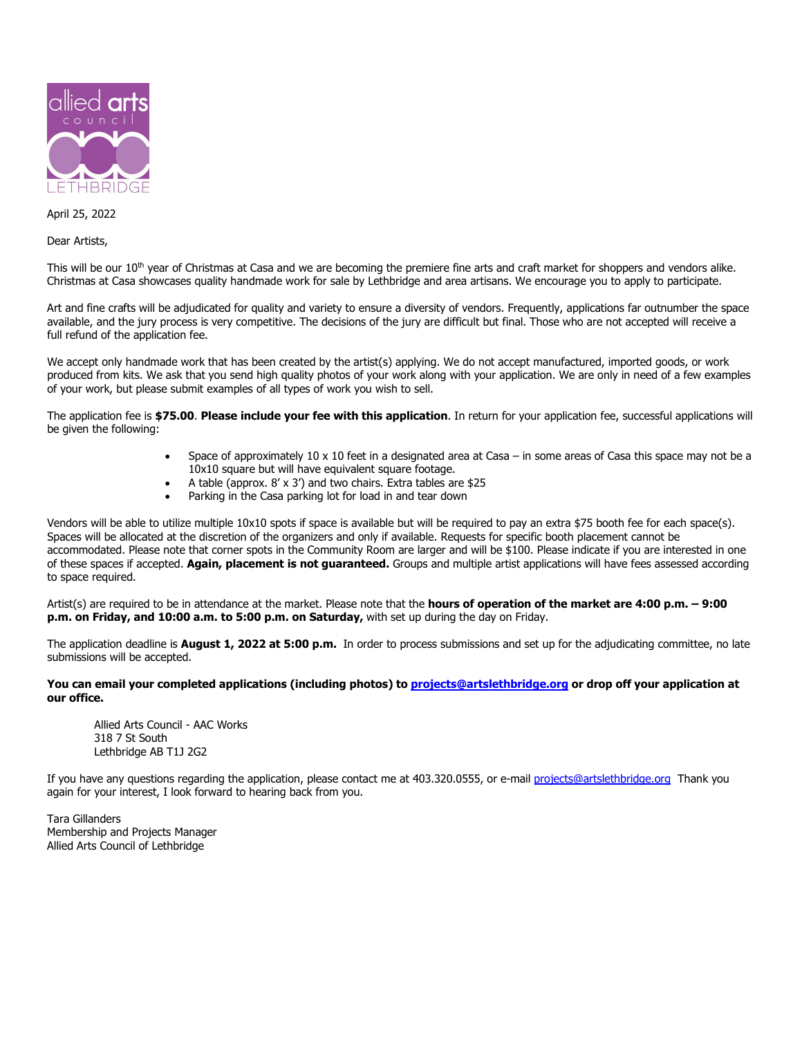allied arts council LETHBRIDGE

April 25, 2022

Dear Artists,

This will be our 10th year of Christmas at Casa and we are becoming the premiere fine arts and craft market for shoppers and vendors alike. Christmas at Casa showcases quality handmade work for sale by Lethbridge and area artisans. We encourage you to apply to participate.

Art and fine crafts will be adjudicated for quality and variety to ensure a diversity of vendors. Frequently, applications far outnumber the space available, and the jury process is very competitive. The decisions of the jury are difficult but final. Those who are not accepted will receive a full refund of the application fee.

We accept only handmade work that has been created by the artist(s) applying. We do not accept manufactured, imported goods, or work produced from kits. We ask that you send high quality photos of your work along with your application. We are only in need of a few examples of your work, but please submit examples of all types of work you wish to sell.

The application fee is **$75.00**. **Please include your fee with this application**. In return for your application fee, successful applications will be given the following:

- Space of approximately 10 x 10 feet in a designated area at Casa – in some areas of Casa this space may not be a 10x10 square but will have equivalent square footage.
- A table (approx. 8' x 3') and two chairs. Extra tables are $25
- Parking in the Casa parking lot for load in and tear down

Vendors will be able to utilize multiple 10x10 spots if space is available but will be required to pay an extra $75 booth fee for each space(s). Spaces will be allocated at the discretion of the organizers and only if available. Requests for specific booth placement cannot be accommodated. Please note that corner spots in the Community Room are larger and will be $100. Please indicate if you are interested in one of these spaces if accepted. **Again, placement is not guaranteed.** Groups and multiple artist applications will have fees assessed according to space required.

Artist(s) are required to be in attendance at the market. Please note that the **hours of operation of the market are 4:00 p.m. – 9:00 p.m. on Friday, and 10:00 a.m. to 5:00 p.m. on Saturday,** with set up during the day on Friday.

The application deadline is **August 1, 2022 at 5:00 p.m.** In order to process submissions and set up for the adjudicating committee, no late submissions will be accepted.

**You can email your completed applications (including photos) to projects@artslethbridge.org or drop off your application at our office.**

Allied Arts Council - AAC Works
318 7 St South
Lethbridge AB T1J 2G2

If you have any questions regarding the application, please contact me at 403.320.0555, or e-mail projects@artslethbridge.org Thank you again for your interest, I look forward to hearing back from you.

Tara Gillanders
Membership and Projects Manager
Allied Arts Council of Lethbridge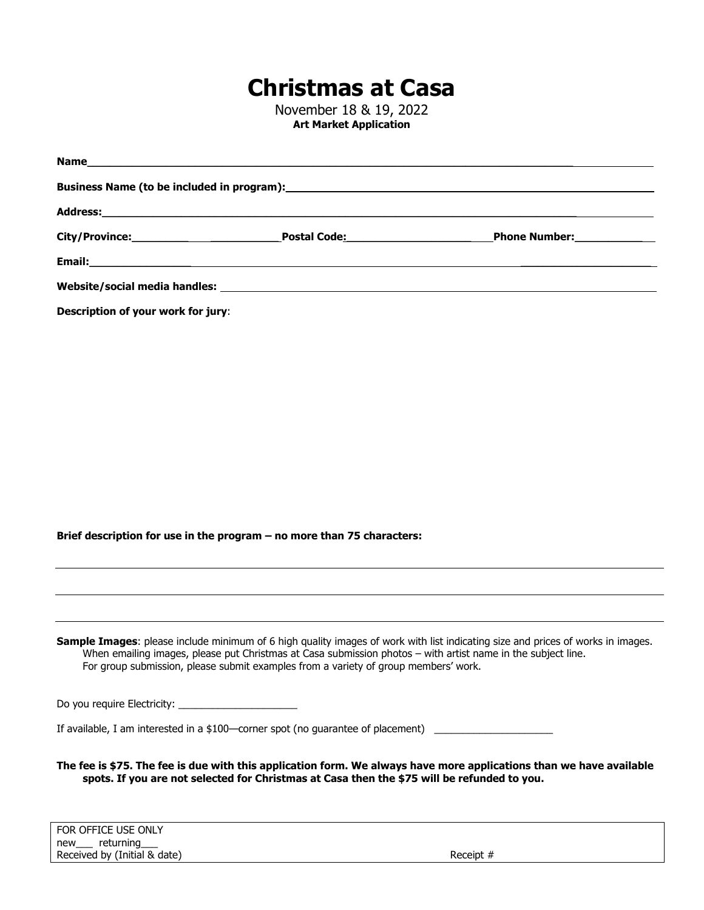# Christmas at Casa

November 18 & 19, 2022

**Art Market Application**

**Name**_______________________________________________________________________________

**Business Name (to be included in program):**_______________________________________________

**Address:**____________________________________________________________________________

**City/Province:**______________________ **Postal Code:**_______________________ **Phone Number:**_____________

**Email:**______________________________________________________________________________

**Website/social media handles:** _______________________________________________________

**Description of your work for jury**:

**Brief description for use in the program – no more than 75 characters:**

______________________________________________________________________________________

______________________________________________________________________________________

______________________________________________________________________________________

**Sample Images**: please include minimum of 6 high quality images of work with list indicating size and prices of works in images. When emailing images, please put Christmas at Casa submission photos – with artist name in the subject line. For group submission, please submit examples from a variety of group members' work.

Do you require Electricity: _____________________

If available, I am interested in a $100—corner spot (no guarantee of placement) _____________________

**The fee is $75. The fee is due with this application form. We always have more applications than we have available spots. If you are not selected for Christmas at Casa then the $75 will be refunded to you.**

| | |
|---|---|
| FOR OFFICE USE ONLY<br>new___ returning___<br>Received by (Initial & date) | Receipt # |